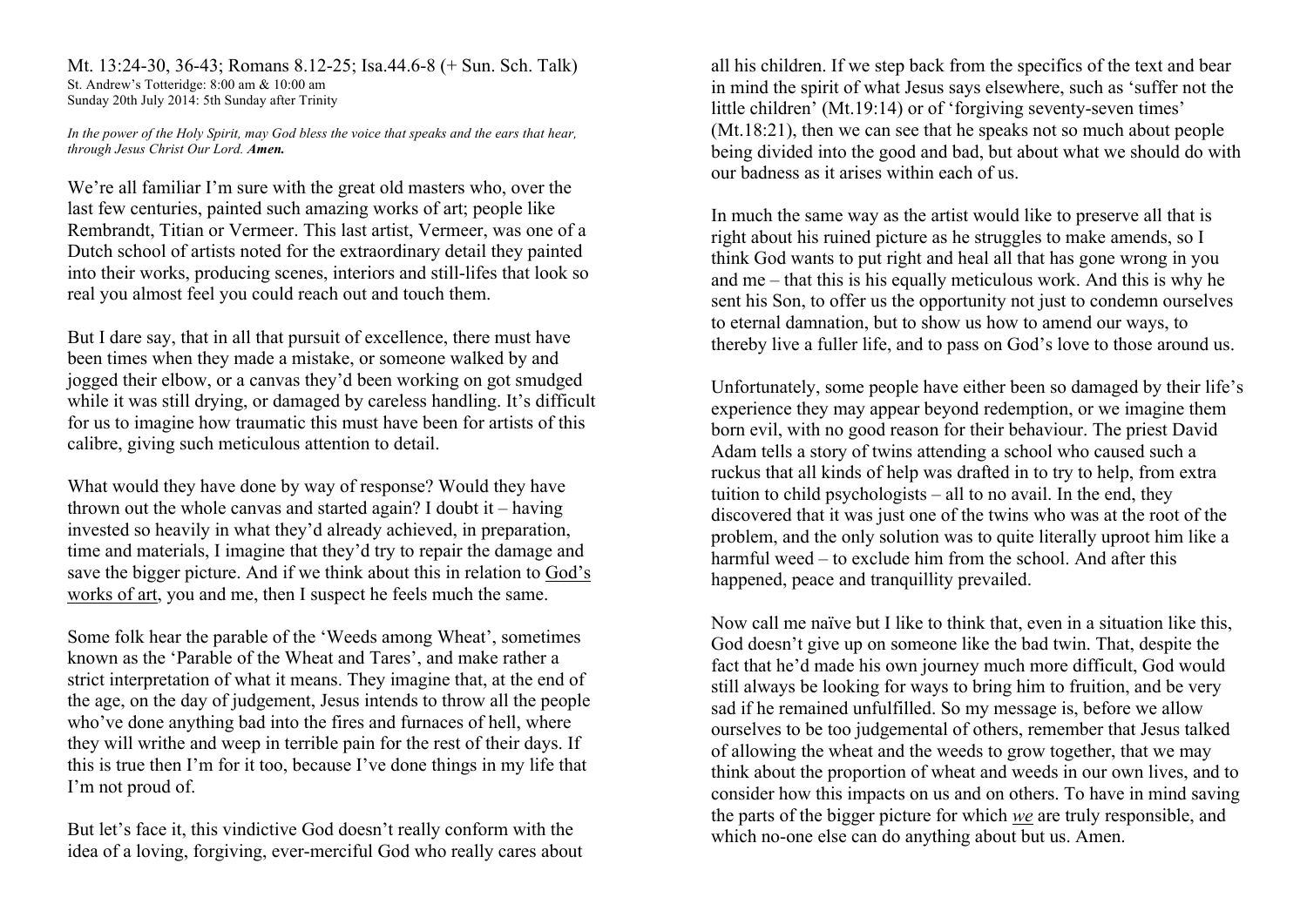Mt. 13:24-30, 36-43; Romans 8.12-25; Isa.44.6-8 (+ Sun. Sch. Talk)
St. Andrew's Totteridge: 8:00 am & 10:00 am
Sunday 20th July 2014: 5th Sunday after Trinity

*In the power of the Holy Spirit, may God bless the voice that speaks and the ears that hear, through Jesus Christ Our Lord.* ***Amen.***

We're all familiar I'm sure with the great old masters who, over the last few centuries, painted such amazing works of art; people like Rembrandt, Titian or Vermeer. This last artist, Vermeer, was one of a Dutch school of artists noted for the extraordinary detail they painted into their works, producing scenes, interiors and still-lifes that look so real you almost feel you could reach out and touch them.

But I dare say, that in all that pursuit of excellence, there must have been times when they made a mistake, or someone walked by and jogged their elbow, or a canvas they'd been working on got smudged while it was still drying, or damaged by careless handling. It's difficult for us to imagine how traumatic this must have been for artists of this calibre, giving such meticulous attention to detail.

What would they have done by way of response? Would they have thrown out the whole canvas and started again? I doubt it – having invested so heavily in what they'd already achieved, in preparation, time and materials, I imagine that they'd try to repair the damage and save the bigger picture. And if we think about this in relation to <u>God's works of art</u>, you and me, then I suspect he feels much the same.

Some folk hear the parable of the 'Weeds among Wheat', sometimes known as the 'Parable of the Wheat and Tares', and make rather a strict interpretation of what it means. They imagine that, at the end of the age, on the day of judgement, Jesus intends to throw all the people who've done anything bad into the fires and furnaces of hell, where they will writhe and weep in terrible pain for the rest of their days. If this is true then I'm for it too, because I've done things in my life that I'm not proud of.

But let's face it, this vindictive God doesn't really conform with the idea of a loving, forgiving, ever-merciful God who really cares about all his children. If we step back from the specifics of the text and bear in mind the spirit of what Jesus says elsewhere, such as 'suffer not the little children' (Mt.19:14) or of 'forgiving seventy-seven times' (Mt.18:21), then we can see that he speaks not so much about people being divided into the good and bad, but about what we should do with our badness as it arises within each of us.

In much the same way as the artist would like to preserve all that is right about his ruined picture as he struggles to make amends, so I think God wants to put right and heal all that has gone wrong in you and me – that this is his equally meticulous work. And this is why he sent his Son, to offer us the opportunity not just to condemn ourselves to eternal damnation, but to show us how to amend our ways, to thereby live a fuller life, and to pass on God's love to those around us.

Unfortunately, some people have either been so damaged by their life's experience they may appear beyond redemption, or we imagine them born evil, with no good reason for their behaviour. The priest David Adam tells a story of twins attending a school who caused such a ruckus that all kinds of help was drafted in to try to help, from extra tuition to child psychologists – all to no avail. In the end, they discovered that it was just one of the twins who was at the root of the problem, and the only solution was to quite literally uproot him like a harmful weed – to exclude him from the school. And after this happened, peace and tranquillity prevailed.

Now call me naïve but I like to think that, even in a situation like this, God doesn't give up on someone like the bad twin. That, despite the fact that he'd made his own journey much more difficult, God would still always be looking for ways to bring him to fruition, and be very sad if he remained unfulfilled. So my message is, before we allow ourselves to be too judgemental of others, remember that Jesus talked of allowing the wheat and the weeds to grow together, that we may think about the proportion of wheat and weeds in our own lives, and to consider how this impacts on us and on others. To have in mind saving the parts of the bigger picture for which <u>*we*</u> are truly responsible, and which no-one else can do anything about but us. Amen.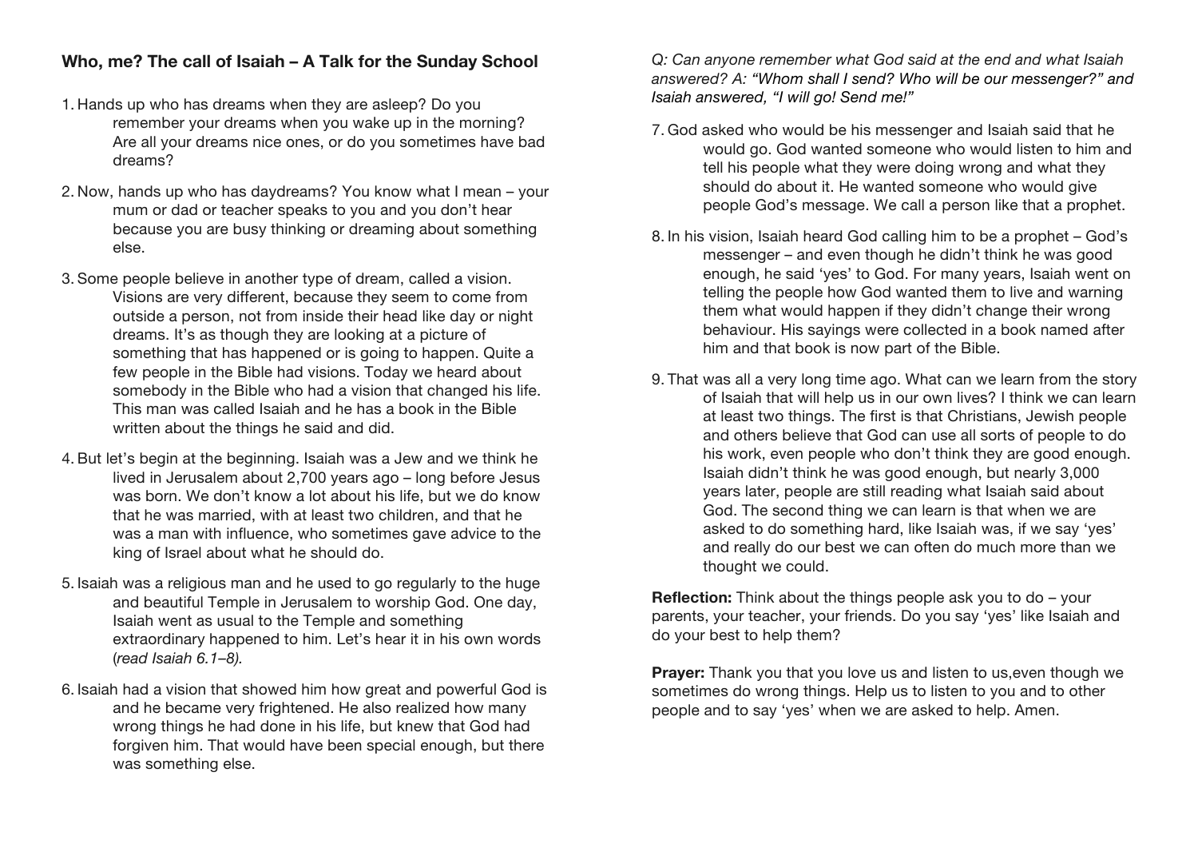**Who, me? The call of Isaiah – A Talk for the Sunday School**

1. Hands up who has dreams when they are asleep? Do you remember your dreams when you wake up in the morning? Are all your dreams nice ones, or do you sometimes have bad dreams?

2. Now, hands up who has daydreams? You know what I mean – your mum or dad or teacher speaks to you and you don't hear because you are busy thinking or dreaming about something else.

3. Some people believe in another type of dream, called a vision. Visions are very different, because they seem to come from outside a person, not from inside their head like day or night dreams. It's as though they are looking at a picture of something that has happened or is going to happen. Quite a few people in the Bible had visions. Today we heard about somebody in the Bible who had a vision that changed his life. This man was called Isaiah and he has a book in the Bible written about the things he said and did.

4. But let's begin at the beginning. Isaiah was a Jew and we think he lived in Jerusalem about 2,700 years ago – long before Jesus was born. We don't know a lot about his life, but we do know that he was married, with at least two children, and that he was a man with influence, who sometimes gave advice to the king of Israel about what he should do.

5. Isaiah was a religious man and he used to go regularly to the huge and beautiful Temple in Jerusalem to worship God. One day, Isaiah went as usual to the Temple and something extraordinary happened to him. Let's hear it in his own words (*read Isaiah 6.1–8).*

6. Isaiah had a vision that showed him how great and powerful God is and he became very frightened. He also realized how many wrong things he had done in his life, but knew that God had forgiven him. That would have been special enough, but there was something else.

*Q: Can anyone remember what God said at the end and what Isaiah answered? A: "Whom shall I send? Who will be our messenger?" and Isaiah answered, "I will go! Send me!"*

7. God asked who would be his messenger and Isaiah said that he would go. God wanted someone who would listen to him and tell his people what they were doing wrong and what they should do about it. He wanted someone who would give people God's message. We call a person like that a prophet.

8. In his vision, Isaiah heard God calling him to be a prophet – God's messenger – and even though he didn't think he was good enough, he said 'yes' to God. For many years, Isaiah went on telling the people how God wanted them to live and warning them what would happen if they didn't change their wrong behaviour. His sayings were collected in a book named after him and that book is now part of the Bible.

9. That was all a very long time ago. What can we learn from the story of Isaiah that will help us in our own lives? I think we can learn at least two things. The first is that Christians, Jewish people and others believe that God can use all sorts of people to do his work, even people who don't think they are good enough. Isaiah didn't think he was good enough, but nearly 3,000 years later, people are still reading what Isaiah said about God. The second thing we can learn is that when we are asked to do something hard, like Isaiah was, if we say 'yes' and really do our best we can often do much more than we thought we could.

**Reflection:** Think about the things people ask you to do – your parents, your teacher, your friends. Do you say 'yes' like Isaiah and do your best to help them?

**Prayer:** Thank you that you love us and listen to us,even though we sometimes do wrong things. Help us to listen to you and to other people and to say 'yes' when we are asked to help. Amen.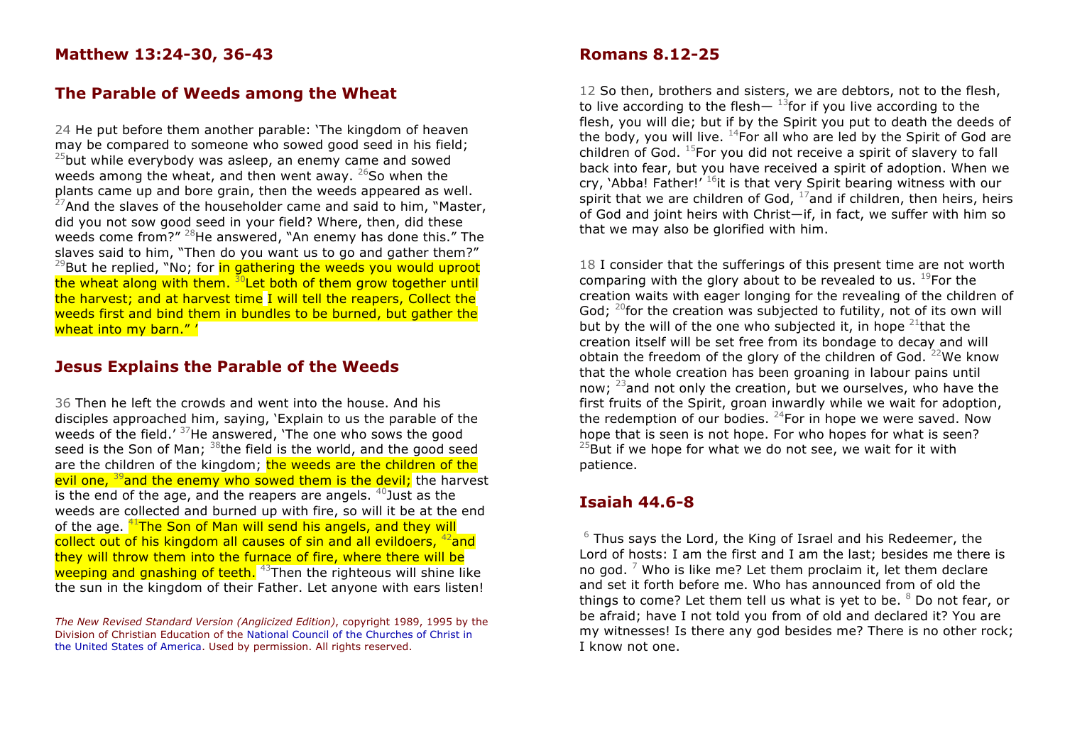## Matthew 13:24-30, 36-43

## The Parable of Weeds among the Wheat

24 He put before them another parable: 'The kingdom of heaven may be compared to someone who sowed good seed in his field; [25]but while everybody was asleep, an enemy came and sowed weeds among the wheat, and then went away. [26]So when the plants came up and bore grain, then the weeds appeared as well. [27]And the slaves of the householder came and said to him, "Master, did you not sow good seed in your field? Where, then, did these weeds come from?" [28]He answered, "An enemy has done this." The slaves said to him, "Then do you want us to go and gather them?" [29]But he replied, "No; for in gathering the weeds you would uproot the wheat along with them. [30]Let both of them grow together until the harvest; and at harvest time I will tell the reapers, Collect the weeds first and bind them in bundles to be burned, but gather the wheat into my barn." '

## Jesus Explains the Parable of the Weeds

36 Then he left the crowds and went into the house. And his disciples approached him, saying, 'Explain to us the parable of the weeds of the field.' [37]He answered, 'The one who sows the good seed is the Son of Man; [38]the field is the world, and the good seed are the children of the kingdom; the weeds are the children of the evil one, [39]and the enemy who sowed them is the devil; the harvest is the end of the age, and the reapers are angels. [40]Just as the weeds are collected and burned up with fire, so will it be at the end of the age. [41]The Son of Man will send his angels, and they will collect out of his kingdom all causes of sin and all evildoers, [42]and they will throw them into the furnace of fire, where there will be weeping and gnashing of teeth. [43]Then the righteous will shine like the sun in the kingdom of their Father. Let anyone with ears listen!

*The New Revised Standard Version (Anglicized Edition)*, copyright 1989, 1995 by the Division of Christian Education of the National Council of the Churches of Christ in the United States of America. Used by permission. All rights reserved.

## Romans 8.12-25

12 So then, brothers and sisters, we are debtors, not to the flesh, to live according to the flesh— [13]for if you live according to the flesh, you will die; but if by the Spirit you put to death the deeds of the body, you will live. [14]For all who are led by the Spirit of God are children of God. [15]For you did not receive a spirit of slavery to fall back into fear, but you have received a spirit of adoption. When we cry, 'Abba! Father!' [16]it is that very Spirit bearing witness with our spirit that we are children of God, [17]and if children, then heirs, heirs of God and joint heirs with Christ—if, in fact, we suffer with him so that we may also be glorified with him.

18 I consider that the sufferings of this present time are not worth comparing with the glory about to be revealed to us. [19]For the creation waits with eager longing for the revealing of the children of God; [20]for the creation was subjected to futility, not of its own will but by the will of the one who subjected it, in hope [21]that the creation itself will be set free from its bondage to decay and will obtain the freedom of the glory of the children of God. [22]We know that the whole creation has been groaning in labour pains until now; [23]and not only the creation, but we ourselves, who have the first fruits of the Spirit, groan inwardly while we wait for adoption, the redemption of our bodies. [24]For in hope we were saved. Now hope that is seen is not hope. For who hopes for what is seen? [25]But if we hope for what we do not see, we wait for it with patience.

## Isaiah 44.6-8

[6] Thus says the Lord, the King of Israel and his Redeemer, the Lord of hosts: I am the first and I am the last; besides me there is no god. [7] Who is like me? Let them proclaim it, let them declare and set it forth before me. Who has announced from of old the things to come? Let them tell us what is yet to be. [8] Do not fear, or be afraid; have I not told you from of old and declared it? You are my witnesses! Is there any god besides me? There is no other rock; I know not one.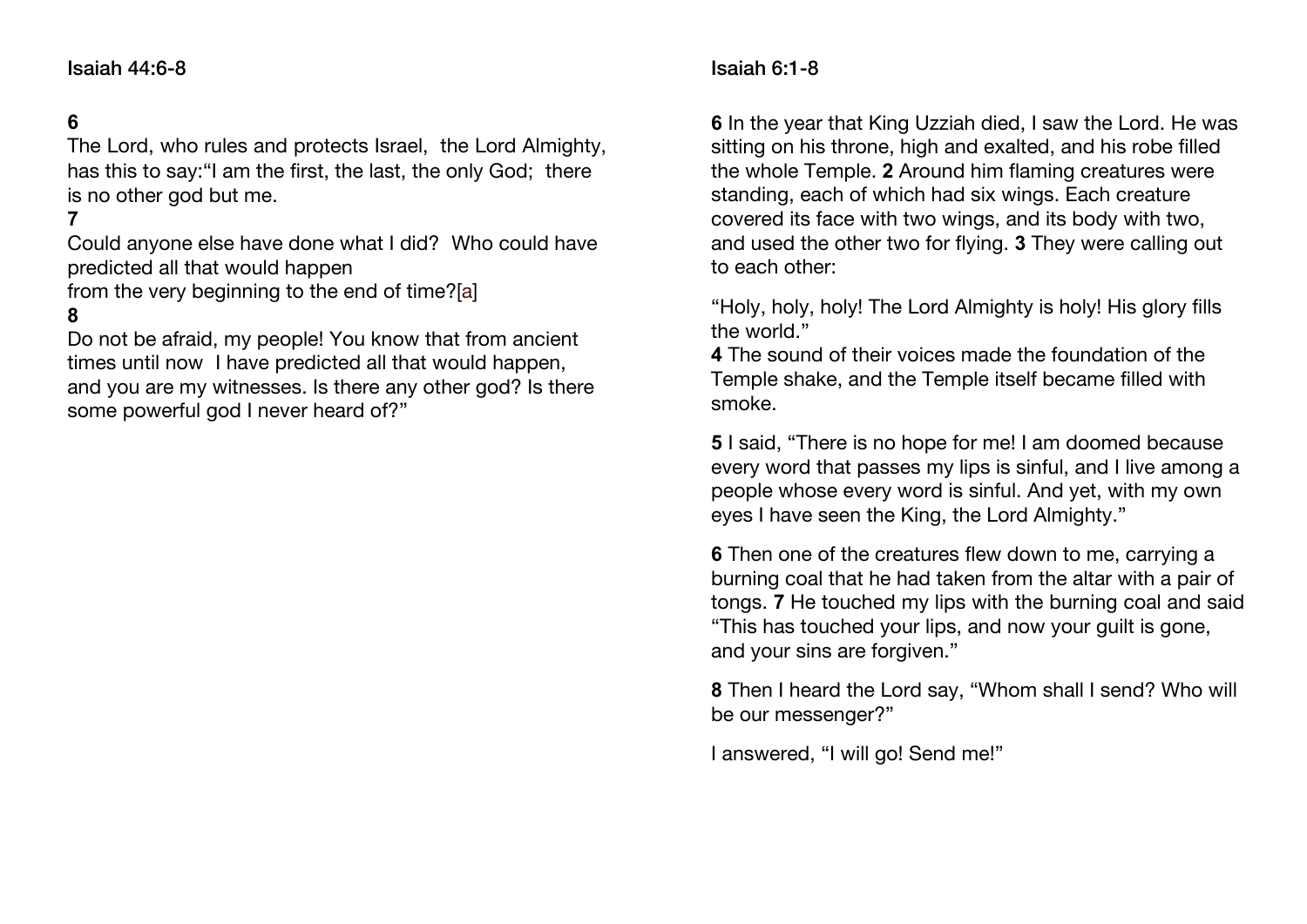## Isaiah 44:6-8

**6**
The Lord, who rules and protects Israel, the Lord Almighty, has this to say:"I am the first, the last, the only God; there is no other god but me.
**7**
Could anyone else have done what I did? Who could have predicted all that would happen
from the very beginning to the end of time?[a]
**8**
Do not be afraid, my people! You know that from ancient times until now I have predicted all that would happen, and you are my witnesses. Is there any other god? Is there some powerful god I never heard of?"

## Isaiah 6:1-8

**6** In the year that King Uzziah died, I saw the Lord. He was sitting on his throne, high and exalted, and his robe filled the whole Temple. **2** Around him flaming creatures were standing, each of which had six wings. Each creature covered its face with two wings, and its body with two, and used the other two for flying. **3** They were calling out to each other:

"Holy, holy, holy! The Lord Almighty is holy! His glory fills the world."
**4** The sound of their voices made the foundation of the Temple shake, and the Temple itself became filled with smoke.

**5** I said, "There is no hope for me! I am doomed because every word that passes my lips is sinful, and I live among a people whose every word is sinful. And yet, with my own eyes I have seen the King, the Lord Almighty."

**6** Then one of the creatures flew down to me, carrying a burning coal that he had taken from the altar with a pair of tongs. **7** He touched my lips with the burning coal and said "This has touched your lips, and now your guilt is gone, and your sins are forgiven."

**8** Then I heard the Lord say, "Whom shall I send? Who will be our messenger?"

I answered, "I will go! Send me!"